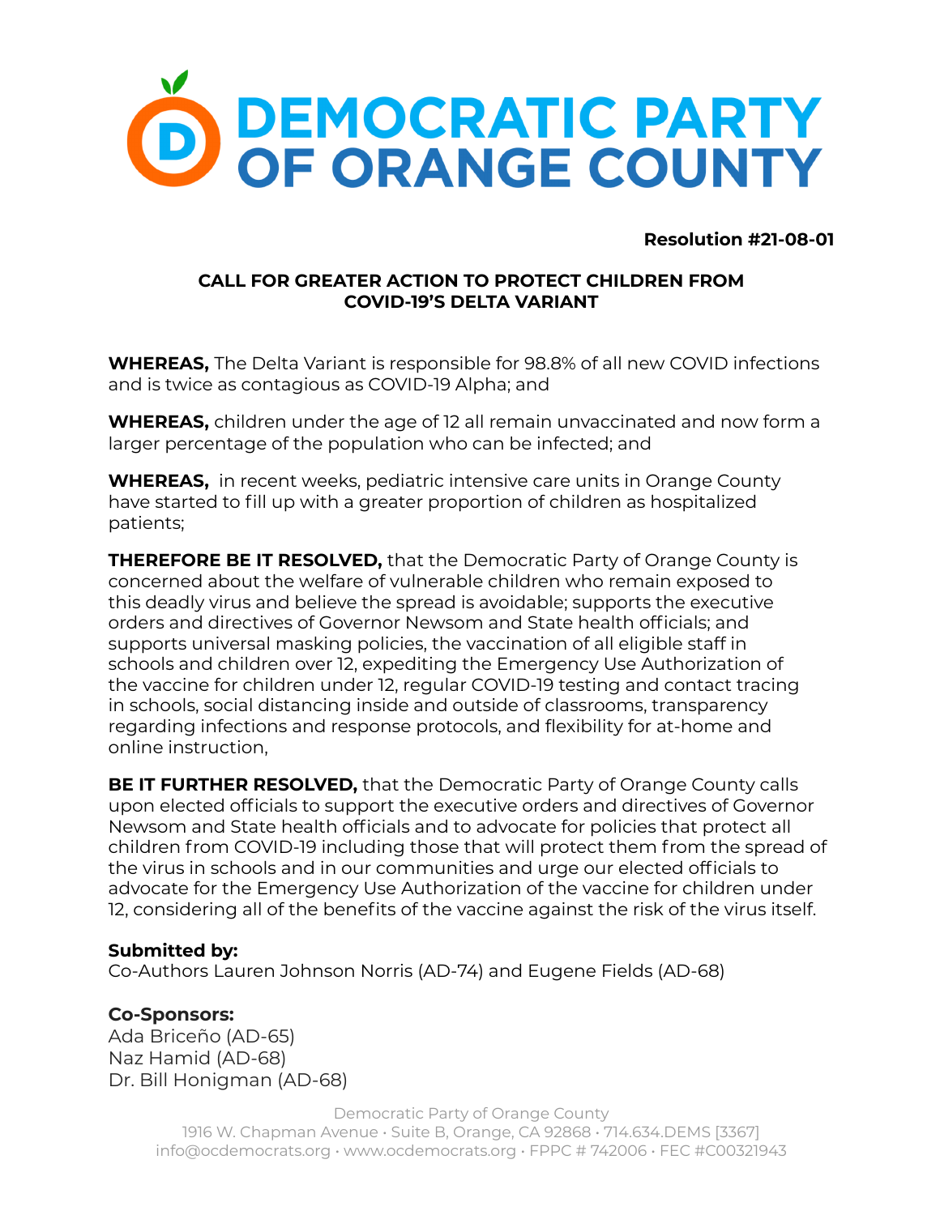# DEMOCRATIC PARTY OF ORANGE COUNTY

**Resolution #21-08-01**

## CALL FOR GREATER ACTION TO PROTECT CHILDREN FROM COVID-19'S DELTA VARIANT

**WHEREAS,** The Delta Variant is responsible for 98.8% of all new COVID infections and is twice as contagious as COVID-19 Alpha; and

**WHEREAS,** children under the age of 12 all remain unvaccinated and now form a larger percentage of the population who can be infected; and

**WHEREAS,** in recent weeks, pediatric intensive care units in Orange County have started to fill up with a greater proportion of children as hospitalized patients;

**THEREFORE BE IT RESOLVED,** that the Democratic Party of Orange County is concerned about the welfare of vulnerable children who remain exposed to this deadly virus and believe the spread is avoidable; supports the executive orders and directives of Governor Newsom and State health officials; and supports universal masking policies, the vaccination of all eligible staff in schools and children over 12, expediting the Emergency Use Authorization of the vaccine for children under 12, regular COVID-19 testing and contact tracing in schools, social distancing inside and outside of classrooms, transparency regarding infections and response protocols, and flexibility for at-home and online instruction,

**BE IT FURTHER RESOLVED,** that the Democratic Party of Orange County calls upon elected officials to support the executive orders and directives of Governor Newsom and State health officials and to advocate for policies that protect all children from COVID-19 including those that will protect them from the spread of the virus in schools and in our communities and urge our elected officials to advocate for the Emergency Use Authorization of the vaccine for children under 12, considering all of the benefits of the vaccine against the risk of the virus itself.

**Submitted by:**
Co-Authors Lauren Johnson Norris (AD-74) and Eugene Fields (AD-68)

**Co-Sponsors:**
Ada Briceño (AD-65)
Naz Hamid (AD-68)
Dr. Bill Honigman (AD-68)

Democratic Party of Orange County
1916 W. Chapman Avenue • Suite B, Orange, CA 92868 • 714.634.DEMS [3367]
info@ocdemocrats.org • www.ocdemocrats.org • FPPC # 742006 • FEC #C00321943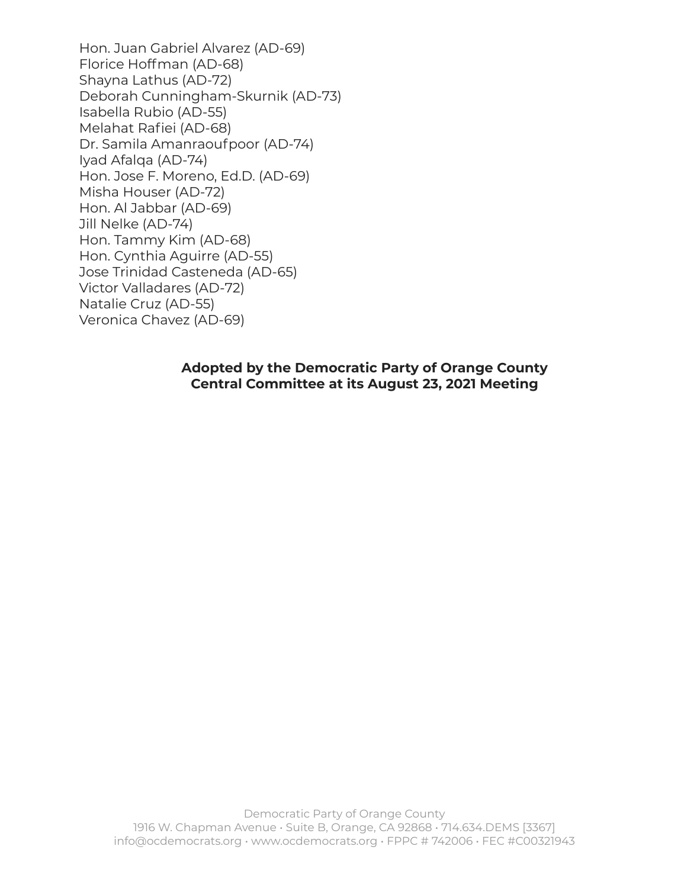Hon. Juan Gabriel Alvarez (AD-69)
Florice Hoffman (AD-68)
Shayna Lathus (AD-72)
Deborah Cunningham-Skurnik (AD-73)
Isabella Rubio (AD-55)
Melahat Rafiei (AD-68)
Dr. Samila Amanraoufpoor (AD-74)
Iyad Afalqa (AD-74)
Hon. Jose F. Moreno, Ed.D. (AD-69)
Misha Houser (AD-72)
Hon. Al Jabbar (AD-69)
Jill Nelke (AD-74)
Hon. Tammy Kim (AD-68)
Hon. Cynthia Aguirre (AD-55)
Jose Trinidad Casteneda (AD-65)
Victor Valladares (AD-72)
Natalie Cruz (AD-55)
Veronica Chavez (AD-69)

**Adopted by the Democratic Party of Orange County Central Committee at its August 23, 2021 Meeting**

Democratic Party of Orange County
1916 W. Chapman Avenue • Suite B, Orange, CA 92868 • 714.634.DEMS [3367]
info@ocdemocrats.org • www.ocdemocrats.org • FPPC # 742006 • FEC #C00321943